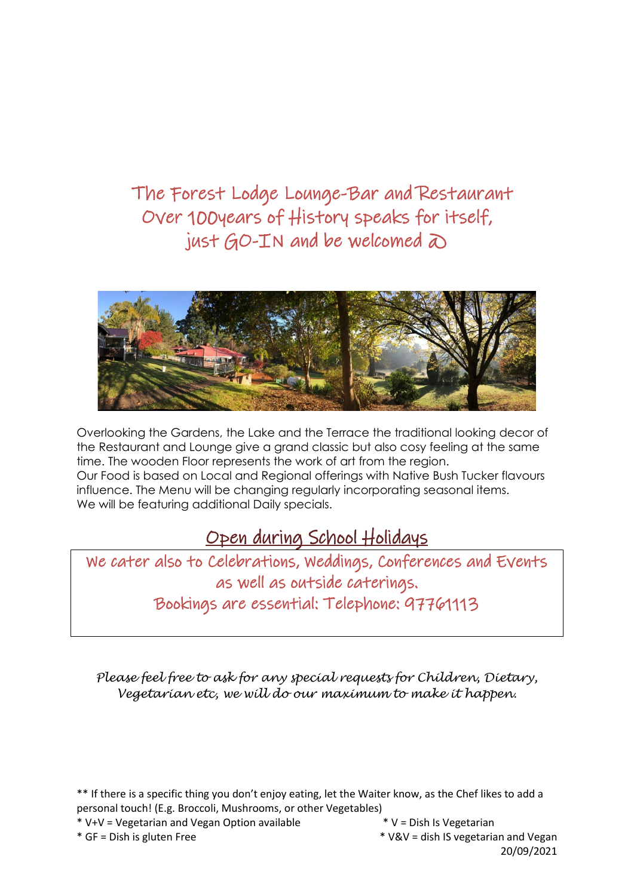# The Forest Lodge Lounge-Bar and Restaurant

## Over 100years of History speaks for itself, just GO-IN and be welcomed ☺

Overlooking the Gardens, the Lake and the Terrace the traditional looking decor of the Restaurant and Lounge give a grand classic but also cosy feeling at the same time. The wooden Floor represents the work of art from the region.
Our Food is based on Local and Regional offerings with Native Bush Tucker flavours influence. The Menu will be changing regularly incorporating seasonal items.
We will be featuring additional Daily specials.

## Open during School Holidays

We cater also to Celebrations, Weddings, Conferences and Events as well as outside caterings.
Bookings are essential: Telephone: 97761113

*Please feel free to ask for any special requests for Children, Dietary, Vegetarian etc, we will do our maximum to make it happen.*

** If there is a specific thing you don't enjoy eating, let the Waiter know, as the Chef likes to add a personal touch! (E.g. Broccoli, Mushrooms, or other Vegetables)

* V+V = Vegetarian and Vegan Option available
* V = Dish Is Vegetarian
* GF = Dish is gluten Free
* V&V = dish IS vegetarian and Vegan

20/09/2021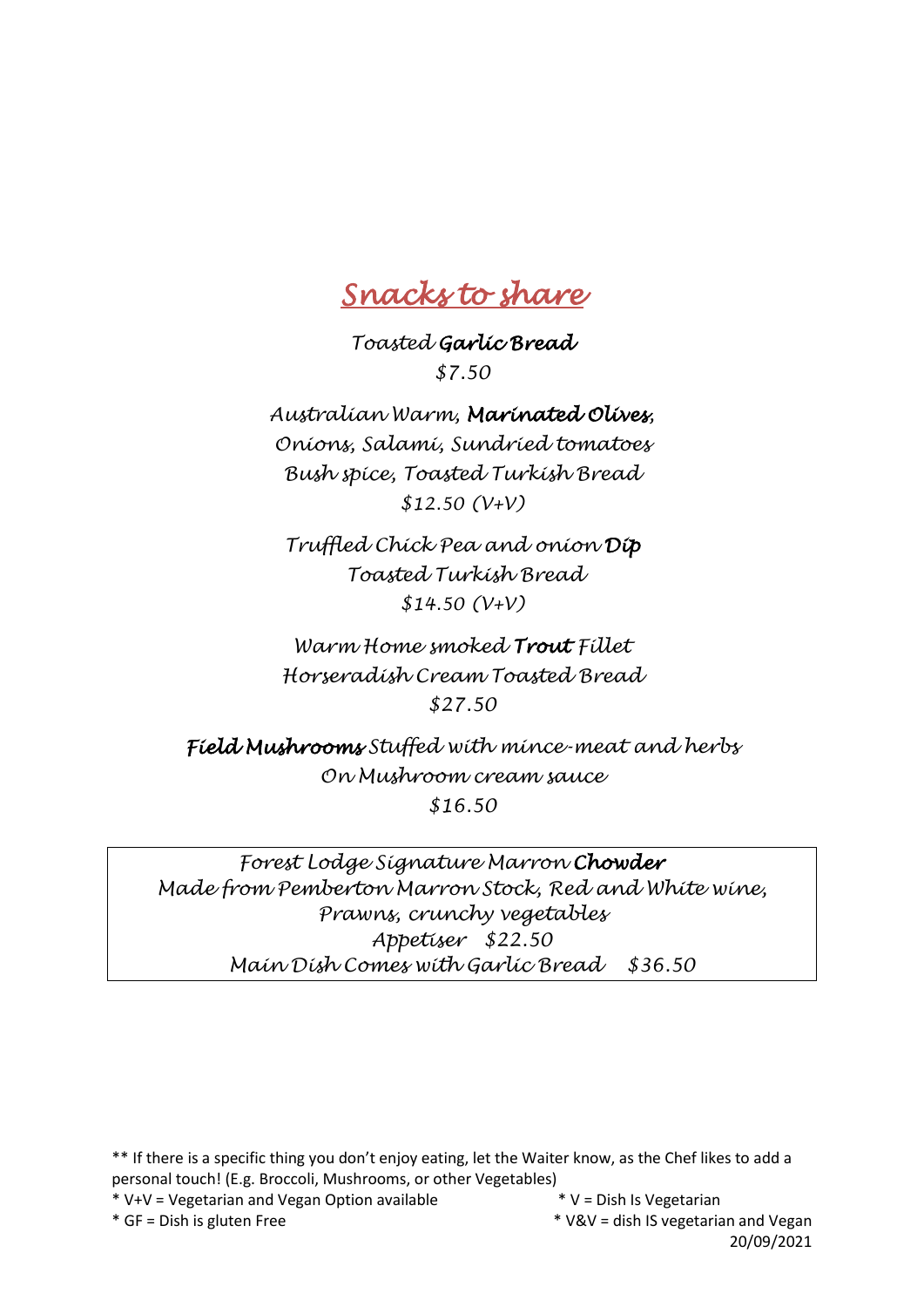# Snacks to share

Toasted **Garlic Bread**
$7.50

Australian Warm, **Marinated Olives**,
Onions, Salami, Sundried tomatoes
Bush spice, Toasted Turkish Bread
$12.50 (V+V)

Truffled Chick Pea and onion **Dip**
Toasted Turkish Bread
$14.50 (V+V)

Warm Home smoked **Trout** Fillet
Horseradish Cream Toasted Bread
$27.50

**Field Mushrooms** Stuffed with mince-meat and herbs
On Mushroom cream sauce
$16.50

Forest Lodge Signature Marron **Chowder**
Made from Pemberton Marron Stock, Red and White wine,
Prawns, crunchy vegetables
Appetiser $22.50
Main Dish Comes with Garlic Bread $36.50

** If there is a specific thing you don't enjoy eating, let the Waiter know, as the Chef likes to add a personal touch! (E.g. Broccoli, Mushrooms, or other Vegetables)

* V+V = Vegetarian and Vegan Option available
* V = Dish Is Vegetarian
* GF = Dish is gluten Free
* V&V = dish IS vegetarian and Vegan

20/09/2021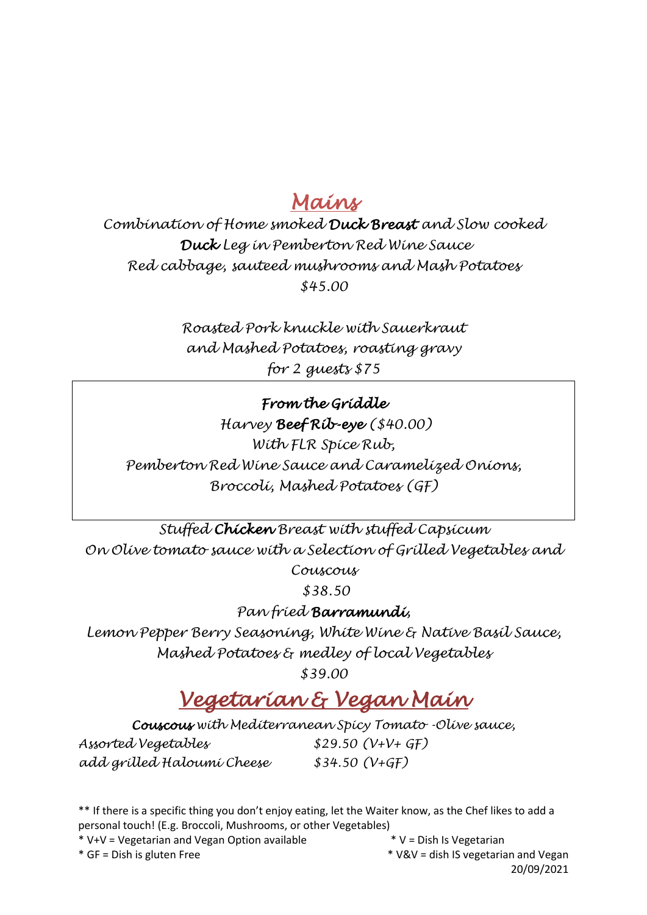# Mains

Combination of Home smoked **Duck Breast** and Slow cooked **Duck** Leg in Pemberton Red Wine Sauce
Red cabbage, sauteed mushrooms and Mash Potatoes
$45.00

Roasted Pork knuckle with Sauerkraut
and Mashed Potatoes, roasting gravy
for 2 guests $75

## From the Griddle

Harvey **Beef Rib-eye** ($40.00)
With FLR Spice Rub,
Pemberton Red Wine Sauce and Caramelized Onions,
Broccoli, Mashed Potatoes (GF)

Stuffed **Chicken** Breast with stuffed Capsicum
On Olive tomato sauce with a Selection of Grilled Vegetables and Couscous
$38.50

Pan fried **Barramundi**,
Lemon Pepper Berry Seasoning, White Wine & Native Basil Sauce,
Mashed Potatoes & medley of local Vegetables
$39.00

# Vegetarian & Vegan Main

**Couscous** with Mediterranean Spicy Tomato -Olive sauce,

| | |
|---|---|
| Assorted Vegetables | $29.50 (V+V+ GF) |
| add grilled Haloumi Cheese | $34.50 (V+GF) |

** If there is a specific thing you don't enjoy eating, let the Waiter know, as the Chef likes to add a personal touch! (E.g. Broccoli, Mushrooms, or other Vegetables)

* V+V = Vegetarian and Vegan Option available
* V = Dish Is Vegetarian
* GF = Dish is gluten Free
* V&V = dish IS vegetarian and Vegan

20/09/2021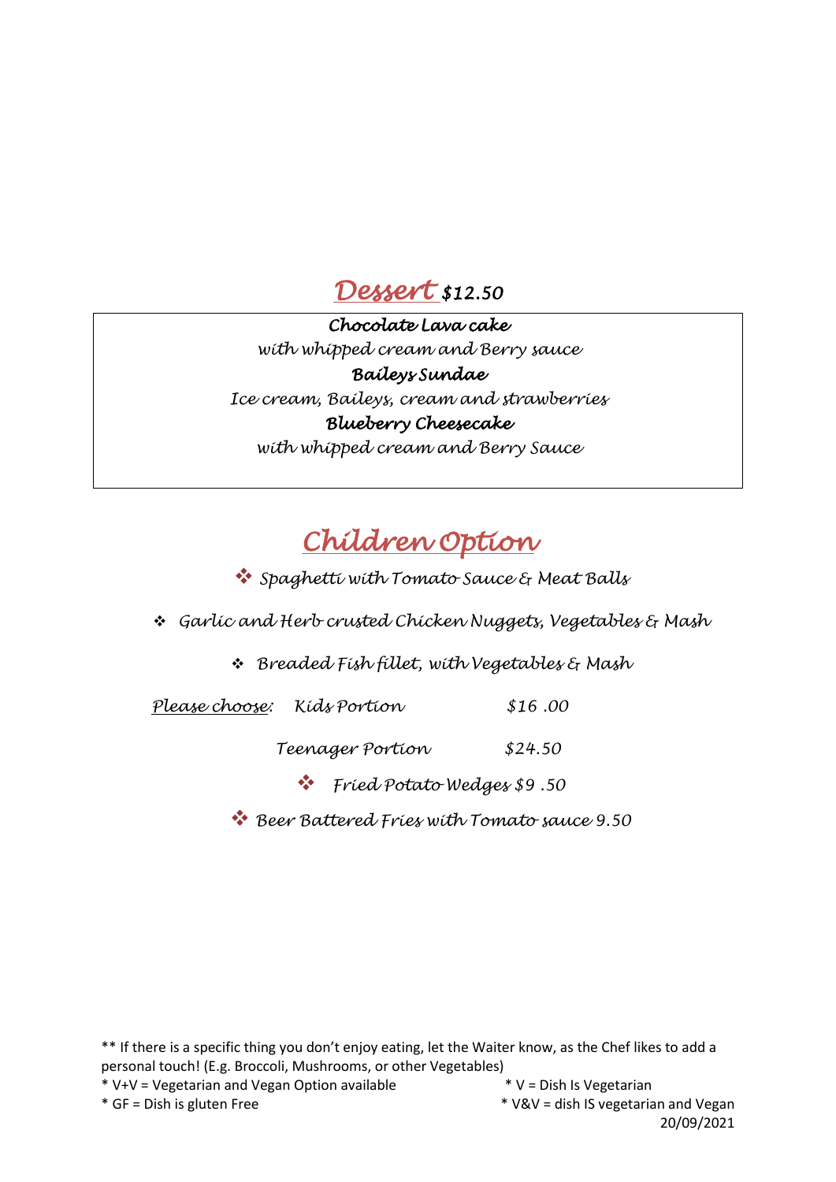## Dessert $12.50

**Chocolate Lava cake**
*with whipped cream and Berry sauce*

**Baileys Sundae**
*Ice cream, Baileys, cream and strawberries*

**Blueberry Cheesecake**
*with whipped cream and Berry Sauce*

## Children Option

- *Spaghetti with Tomato Sauce & Meat Balls*
- *Garlic and Herb crusted Chicken Nuggets, Vegetables & Mash*
- *Breaded Fish fillet, with Vegetables & Mash*

*Please choose:* Kids Portion $16 .00

Teenager Portion $24.50

- *Fried Potato Wedges $9 .50*
- *Beer Battered Fries with Tomato sauce 9.50*

** If there is a specific thing you don't enjoy eating, let the Waiter know, as the Chef likes to add a personal touch! (E.g. Broccoli, Mushrooms, or other Vegetables)

* V+V = Vegetarian and Vegan Option available
* V = Dish Is Vegetarian
* GF = Dish is gluten Free
* V&V = dish IS vegetarian and Vegan

20/09/2021